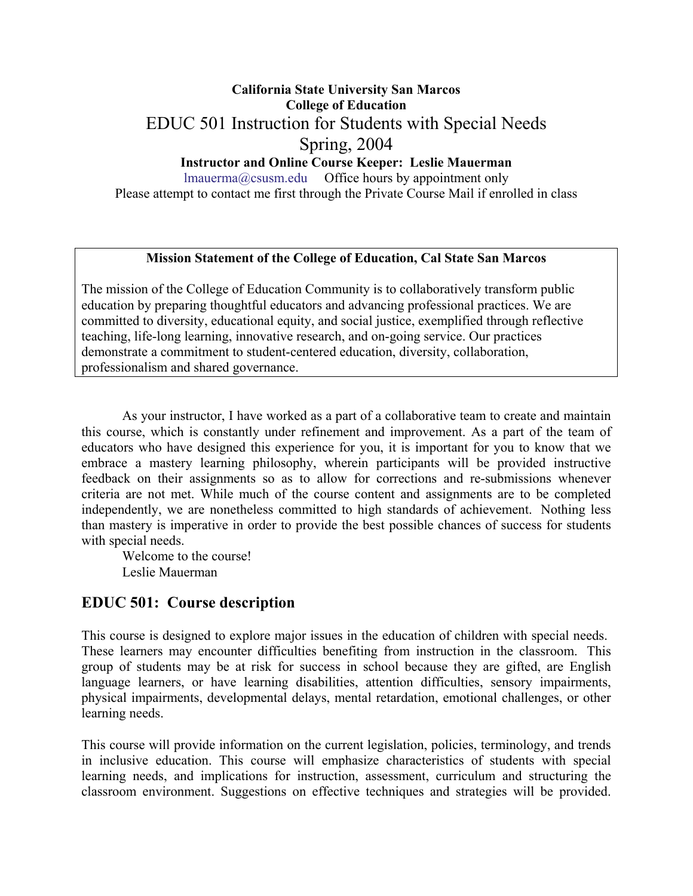**California State University San Marcos**
**College of Education**

# EDUC 501 Instruction for Students with Special Needs
# Spring, 2004

**Instructor and Online Course Keeper: Leslie Mauerman**

lmauerma@csusm.edu Office hours by appointment only

Please attempt to contact me first through the Private Course Mail if enrolled in class

**Mission Statement of the College of Education, Cal State San Marcos**

The mission of the College of Education Community is to collaboratively transform public education by preparing thoughtful educators and advancing professional practices. We are committed to diversity, educational equity, and social justice, exemplified through reflective teaching, life-long learning, innovative research, and on-going service. Our practices demonstrate a commitment to student-centered education, diversity, collaboration, professionalism and shared governance.

As your instructor, I have worked as a part of a collaborative team to create and maintain this course, which is constantly under refinement and improvement. As a part of the team of educators who have designed this experience for you, it is important for you to know that we embrace a mastery learning philosophy, wherein participants will be provided instructive feedback on their assignments so as to allow for corrections and re-submissions whenever criteria are not met. While much of the course content and assignments are to be completed independently, we are nonetheless committed to high standards of achievement. Nothing less than mastery is imperative in order to provide the best possible chances of success for students with special needs.

Welcome to the course!
Leslie Mauerman

## EDUC 501: Course description

This course is designed to explore major issues in the education of children with special needs. These learners may encounter difficulties benefiting from instruction in the classroom. This group of students may be at risk for success in school because they are gifted, are English language learners, or have learning disabilities, attention difficulties, sensory impairments, physical impairments, developmental delays, mental retardation, emotional challenges, or other learning needs.

This course will provide information on the current legislation, policies, terminology, and trends in inclusive education. This course will emphasize characteristics of students with special learning needs, and implications for instruction, assessment, curriculum and structuring the classroom environment. Suggestions on effective techniques and strategies will be provided.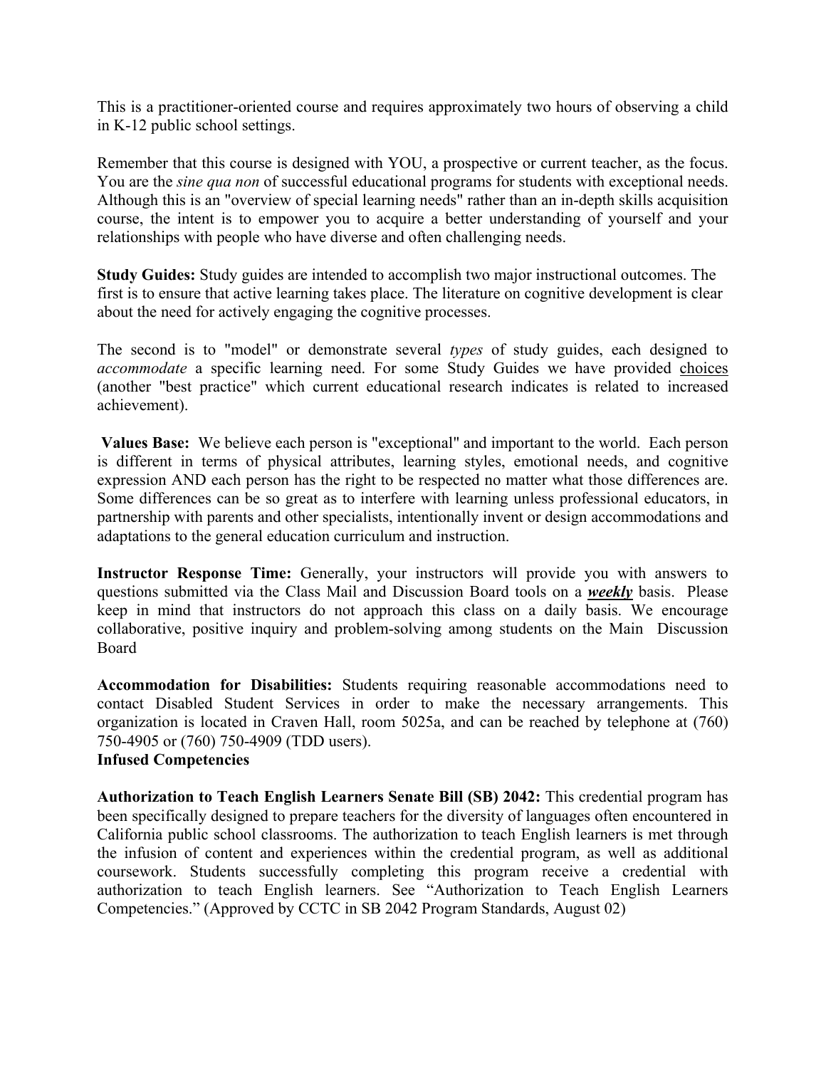This is a practitioner-oriented course and requires approximately two hours of observing a child in K-12 public school settings.

Remember that this course is designed with YOU, a prospective or current teacher, as the focus. You are the *sine qua non* of successful educational programs for students with exceptional needs. Although this is an "overview of special learning needs" rather than an in-depth skills acquisition course, the intent is to empower you to acquire a better understanding of yourself and your relationships with people who have diverse and often challenging needs.

**Study Guides:** Study guides are intended to accomplish two major instructional outcomes. The first is to ensure that active learning takes place. The literature on cognitive development is clear about the need for actively engaging the cognitive processes.

The second is to "model" or demonstrate several *types* of study guides, each designed to *accommodate* a specific learning need. For some Study Guides we have provided <u>choices</u> (another "best practice" which current educational research indicates is related to increased achievement).

**Values Base:** We believe each person is "exceptional" and important to the world. Each person is different in terms of physical attributes, learning styles, emotional needs, and cognitive expression AND each person has the right to be respected no matter what those differences are. Some differences can be so great as to interfere with learning unless professional educators, in partnership with parents and other specialists, intentionally invent or design accommodations and adaptations to the general education curriculum and instruction.

**Instructor Response Time:** Generally, your instructors will provide you with answers to questions submitted via the Class Mail and Discussion Board tools on a ***<u>weekly</u>*** basis. Please keep in mind that instructors do not approach this class on a daily basis. We encourage collaborative, positive inquiry and problem-solving among students on the Main Discussion Board

**Accommodation for Disabilities:** Students requiring reasonable accommodations need to contact Disabled Student Services in order to make the necessary arrangements. This organization is located in Craven Hall, room 5025a, and can be reached by telephone at (760) 750-4905 or (760) 750-4909 (TDD users).

**Infused Competencies**

**Authorization to Teach English Learners Senate Bill (SB) 2042:** This credential program has been specifically designed to prepare teachers for the diversity of languages often encountered in California public school classrooms. The authorization to teach English learners is met through the infusion of content and experiences within the credential program, as well as additional coursework. Students successfully completing this program receive a credential with authorization to teach English learners. See "Authorization to Teach English Learners Competencies." (Approved by CCTC in SB 2042 Program Standards, August 02)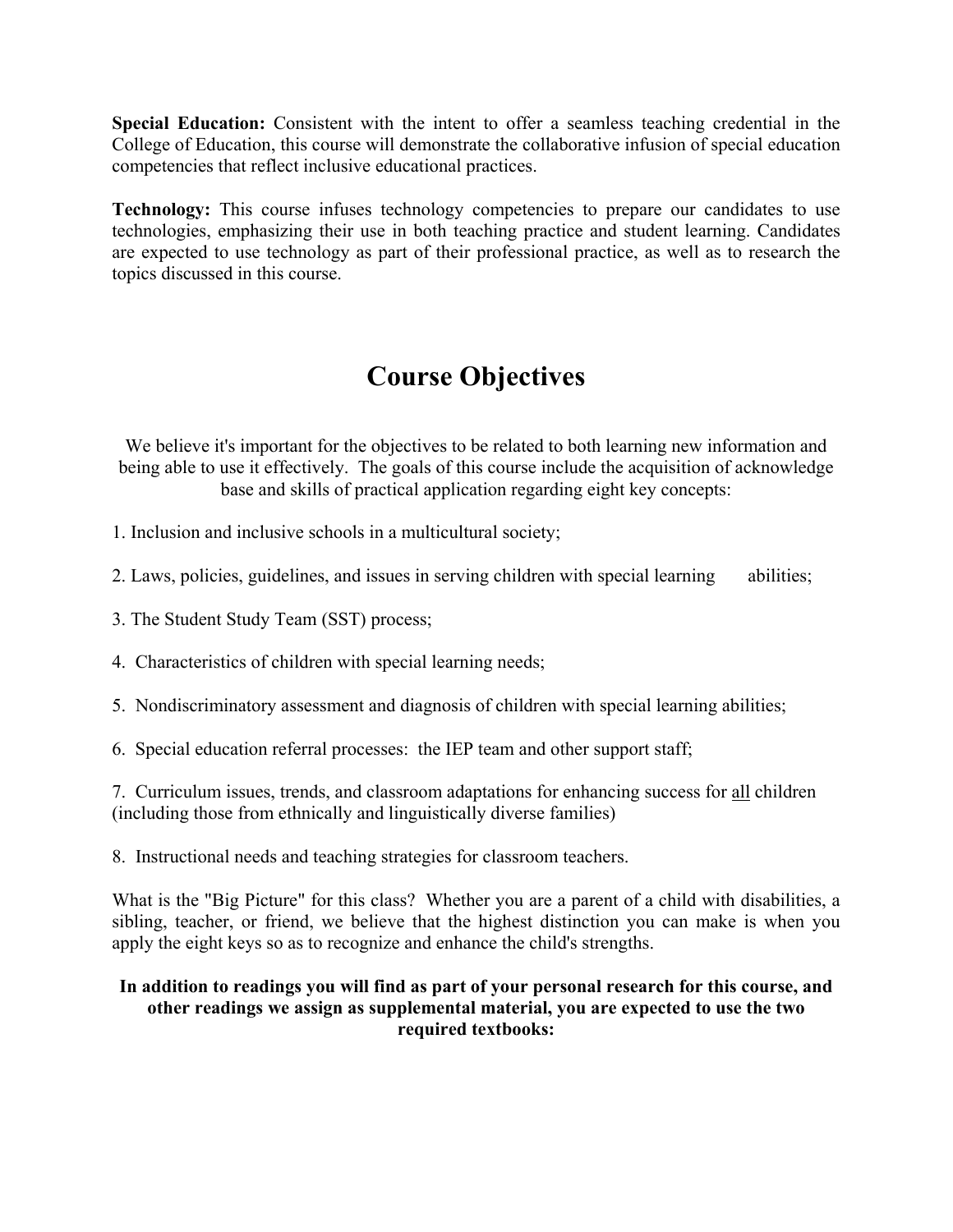**Special Education:** Consistent with the intent to offer a seamless teaching credential in the College of Education, this course will demonstrate the collaborative infusion of special education competencies that reflect inclusive educational practices.

**Technology:** This course infuses technology competencies to prepare our candidates to use technologies, emphasizing their use in both teaching practice and student learning. Candidates are expected to use technology as part of their professional practice, as well as to research the topics discussed in this course.

# Course Objectives

We believe it's important for the objectives to be related to both learning new information and being able to use it effectively. The goals of this course include the acquisition of acknowledge base and skills of practical application regarding eight key concepts:

1. Inclusion and inclusive schools in a multicultural society;

2. Laws, policies, guidelines, and issues in serving children with special learning abilities;

3. The Student Study Team (SST) process;

4. Characteristics of children with special learning needs;

5. Nondiscriminatory assessment and diagnosis of children with special learning abilities;

6. Special education referral processes: the IEP team and other support staff;

7. Curriculum issues, trends, and classroom adaptations for enhancing success for <u>all</u> children (including those from ethnically and linguistically diverse families)

8. Instructional needs and teaching strategies for classroom teachers.

What is the "Big Picture" for this class? Whether you are a parent of a child with disabilities, a sibling, teacher, or friend, we believe that the highest distinction you can make is when you apply the eight keys so as to recognize and enhance the child's strengths.

**In addition to readings you will find as part of your personal research for this course, and other readings we assign as supplemental material, you are expected to use the two required textbooks:**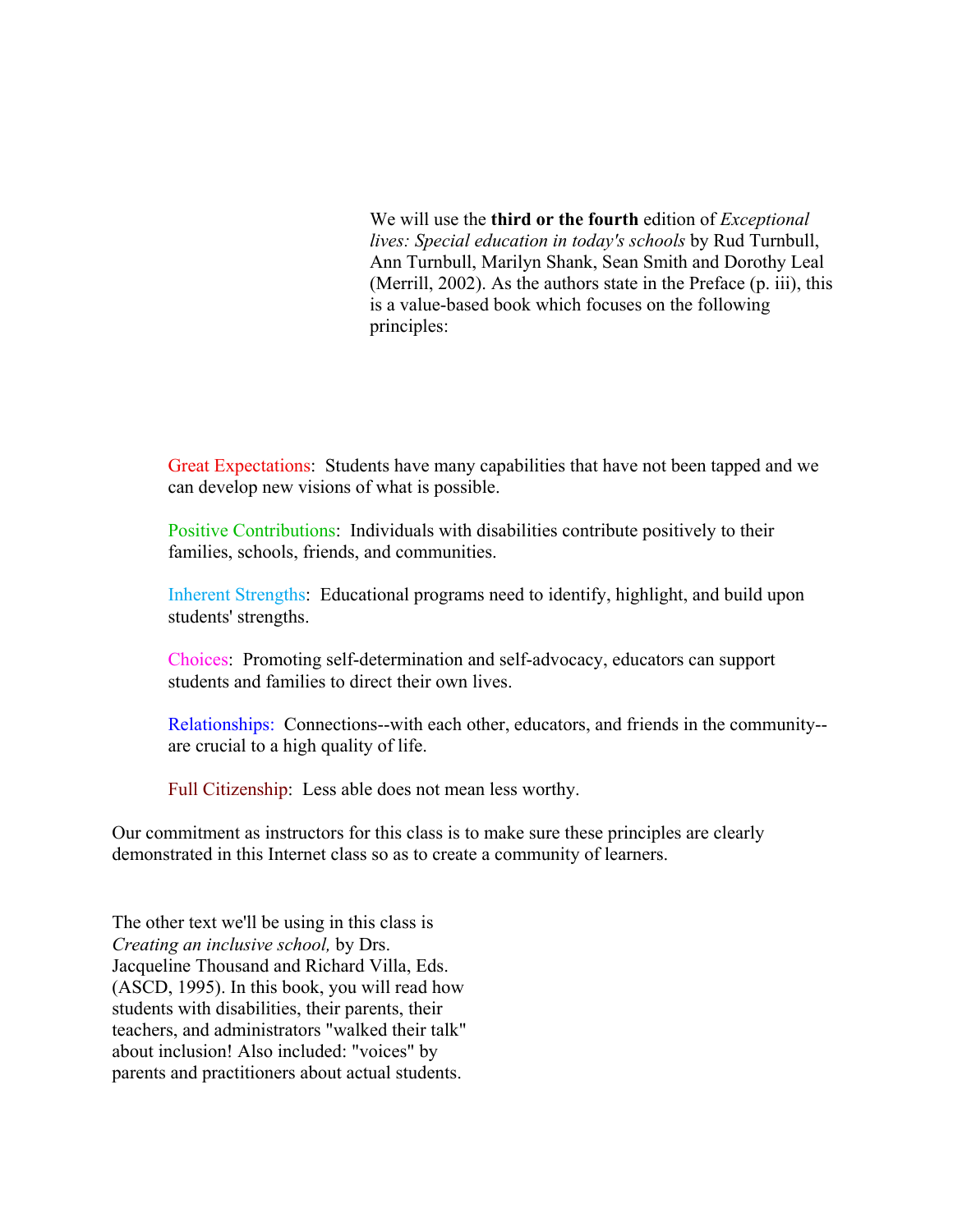We will use the **third or the fourth** edition of *Exceptional lives: Special education in today's schools* by Rud Turnbull, Ann Turnbull, Marilyn Shank, Sean Smith and Dorothy Leal (Merrill, 2002). As the authors state in the Preface (p. iii), this is a value-based book which focuses on the following principles:

Great Expectations: Students have many capabilities that have not been tapped and we can develop new visions of what is possible.

Positive Contributions: Individuals with disabilities contribute positively to their families, schools, friends, and communities.

Inherent Strengths: Educational programs need to identify, highlight, and build upon students' strengths.

Choices: Promoting self-determination and self-advocacy, educators can support students and families to direct their own lives.

Relationships: Connections--with each other, educators, and friends in the community--are crucial to a high quality of life.

Full Citizenship: Less able does not mean less worthy.

Our commitment as instructors for this class is to make sure these principles are clearly demonstrated in this Internet class so as to create a community of learners.

The other text we'll be using in this class is *Creating an inclusive school,* by Drs. Jacqueline Thousand and Richard Villa, Eds. (ASCD, 1995). In this book, you will read how students with disabilities, their parents, their teachers, and administrators "walked their talk" about inclusion! Also included: "voices" by parents and practitioners about actual students.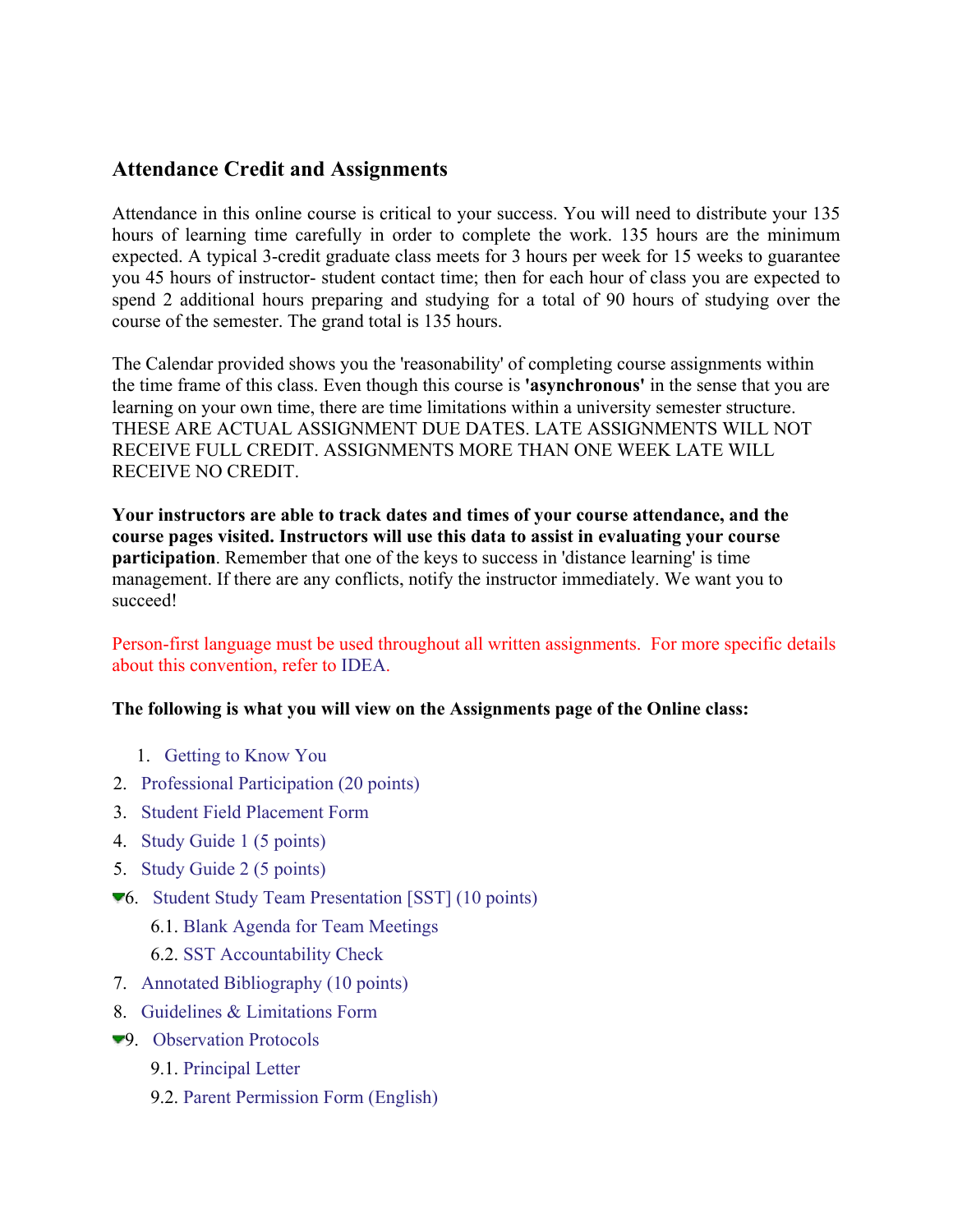## Attendance Credit and Assignments

Attendance in this online course is critical to your success. You will need to distribute your 135 hours of learning time carefully in order to complete the work. 135 hours are the minimum expected. A typical 3-credit graduate class meets for 3 hours per week for 15 weeks to guarantee you 45 hours of instructor- student contact time; then for each hour of class you are expected to spend 2 additional hours preparing and studying for a total of 90 hours of studying over the course of the semester. The grand total is 135 hours.

The Calendar provided shows you the 'reasonability' of completing course assignments within the time frame of this class. Even though this course is **'asynchronous'** in the sense that you are learning on your own time, there are time limitations within a university semester structure. THESE ARE ACTUAL ASSIGNMENT DUE DATES. LATE ASSIGNMENTS WILL NOT RECEIVE FULL CREDIT. ASSIGNMENTS MORE THAN ONE WEEK LATE WILL RECEIVE NO CREDIT.

**Your instructors are able to track dates and times of your course attendance, and the course pages visited. Instructors will use this data to assist in evaluating your course participation**. Remember that one of the keys to success in 'distance learning' is time management. If there are any conflicts, notify the instructor immediately. We want you to succeed!

Person-first language must be used throughout all written assignments. For more specific details about this convention, refer to IDEA.

**The following is what you will view on the Assignments page of the Online class:**

1. Getting to Know You
2. Professional Participation (20 points)
3. Student Field Placement Form
4. Study Guide 1 (5 points)
5. Study Guide 2 (5 points)
6. Student Study Team Presentation [SST] (10 points)
    - 6.1. Blank Agenda for Team Meetings
    - 6.2. SST Accountability Check
7. Annotated Bibliography (10 points)
8. Guidelines & Limitations Form
9. Observation Protocols
    - 9.1. Principal Letter
    - 9.2. Parent Permission Form (English)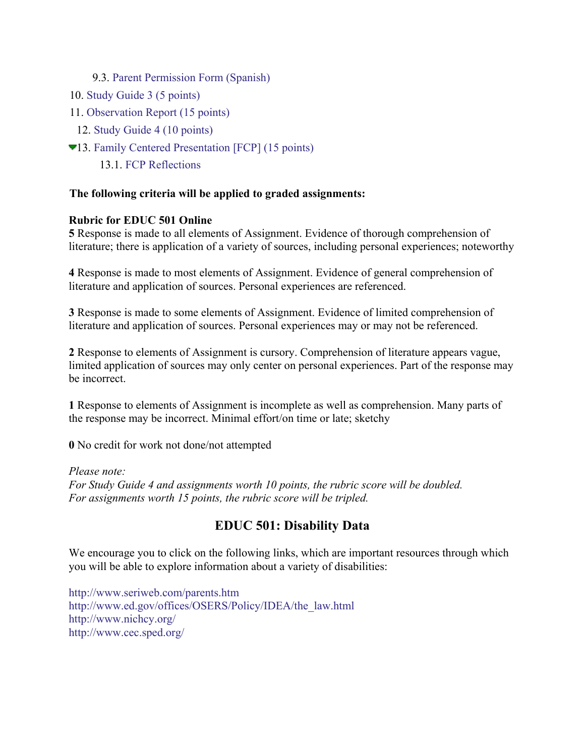9.3. Parent Permission Form (Spanish)

10. Study Guide 3 (5 points)

11. Observation Report (15 points)

12. Study Guide 4 (10 points)

13. Family Centered Presentation [FCP] (15 points)

13.1. FCP Reflections

**The following criteria will be applied to graded assignments:**

**Rubric for EDUC 501 Online**

**5** Response is made to all elements of Assignment. Evidence of thorough comprehension of literature; there is application of a variety of sources, including personal experiences; noteworthy

**4** Response is made to most elements of Assignment. Evidence of general comprehension of literature and application of sources. Personal experiences are referenced.

**3** Response is made to some elements of Assignment. Evidence of limited comprehension of literature and application of sources. Personal experiences may or may not be referenced.

**2** Response to elements of Assignment is cursory. Comprehension of literature appears vague, limited application of sources may only center on personal experiences. Part of the response may be incorrect.

**1** Response to elements of Assignment is incomplete as well as comprehension. Many parts of the response may be incorrect. Minimal effort/on time or late; sketchy

**0** No credit for work not done/not attempted

*Please note:*
*For Study Guide 4 and assignments worth 10 points, the rubric score will be doubled.*
*For assignments worth 15 points, the rubric score will be tripled.*

## EDUC 501: Disability Data

We encourage you to click on the following links, which are important resources through which you will be able to explore information about a variety of disabilities:

http://www.seriweb.com/parents.htm
http://www.ed.gov/offices/OSERS/Policy/IDEA/the_law.html
http://www.nichcy.org/
http://www.cec.sped.org/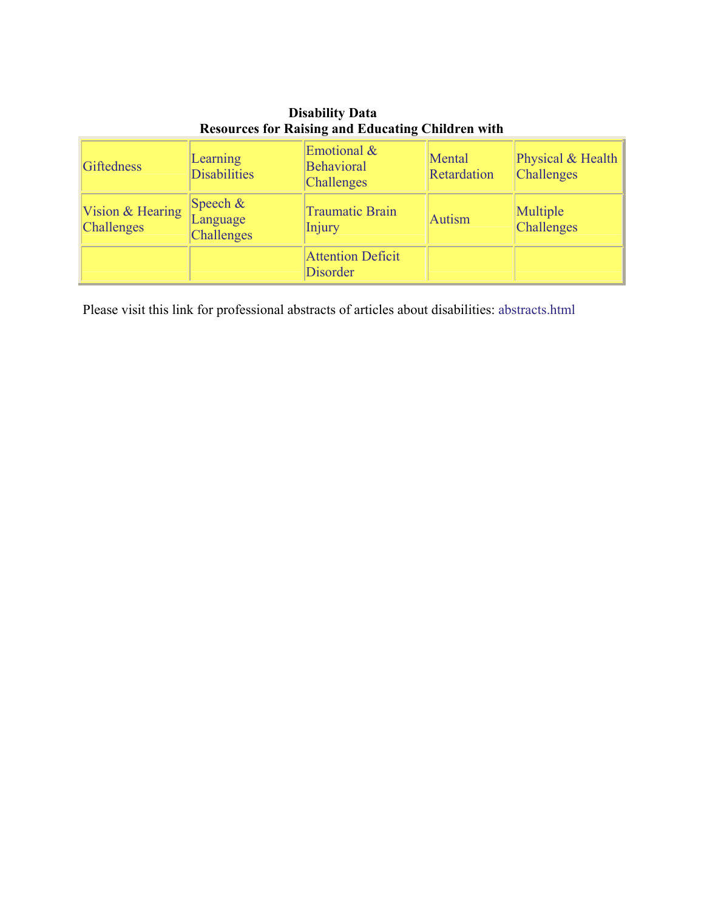**Disability Data**
**Resources for Raising and Educating Children with**

| | | | | |
|---|---|---|---|---|
| Giftedness | Learning Disabilities | Emotional & Behavioral Challenges | Mental Retardation | Physical & Health Challenges |
| Vision & Hearing Challenges | Speech & Language Challenges | Traumatic Brain Injury | Autism | Multiple Challenges |
| | | Attention Deficit Disorder | | |

Please visit this link for professional abstracts of articles about disabilities: abstracts.html